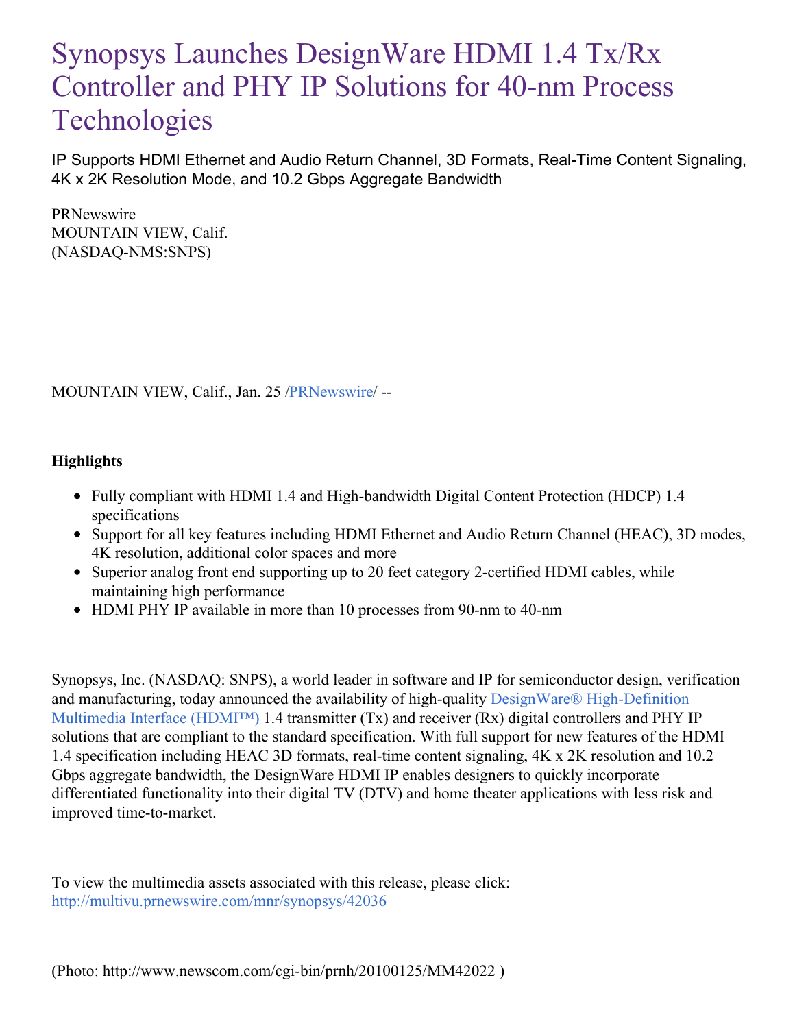# Synopsys Launches DesignWare HDMI 1.4 Tx/Rx Controller and PHY IP Solutions for 40-nm Process Technologies

IP Supports HDMI Ethernet and Audio Return Channel, 3D Formats, Real-Time Content Signaling, 4K x 2K Resolution Mode, and 10.2 Gbps Aggregate Bandwidth

PRNewswire
MOUNTAIN VIEW, Calif.
(NASDAQ-NMS:SNPS)

MOUNTAIN VIEW, Calif., Jan. 25 /PRNewswire/ --

**Highlights**

- Fully compliant with HDMI 1.4 and High-bandwidth Digital Content Protection (HDCP) 1.4 specifications
- Support for all key features including HDMI Ethernet and Audio Return Channel (HEAC), 3D modes, 4K resolution, additional color spaces and more
- Superior analog front end supporting up to 20 feet category 2-certified HDMI cables, while maintaining high performance
- HDMI PHY IP available in more than 10 processes from 90-nm to 40-nm

Synopsys, Inc. (NASDAQ: SNPS), a world leader in software and IP for semiconductor design, verification and manufacturing, today announced the availability of high-quality DesignWare® High-Definition Multimedia Interface (HDMI™) 1.4 transmitter (Tx) and receiver (Rx) digital controllers and PHY IP solutions that are compliant to the standard specification. With full support for new features of the HDMI 1.4 specification including HEAC 3D formats, real-time content signaling, 4K x 2K resolution and 10.2 Gbps aggregate bandwidth, the DesignWare HDMI IP enables designers to quickly incorporate differentiated functionality into their digital TV (DTV) and home theater applications with less risk and improved time-to-market.

To view the multimedia assets associated with this release, please click: http://multivu.prnewswire.com/mnr/synopsys/42036

(Photo: http://www.newscom.com/cgi-bin/prnh/20100125/MM42022 )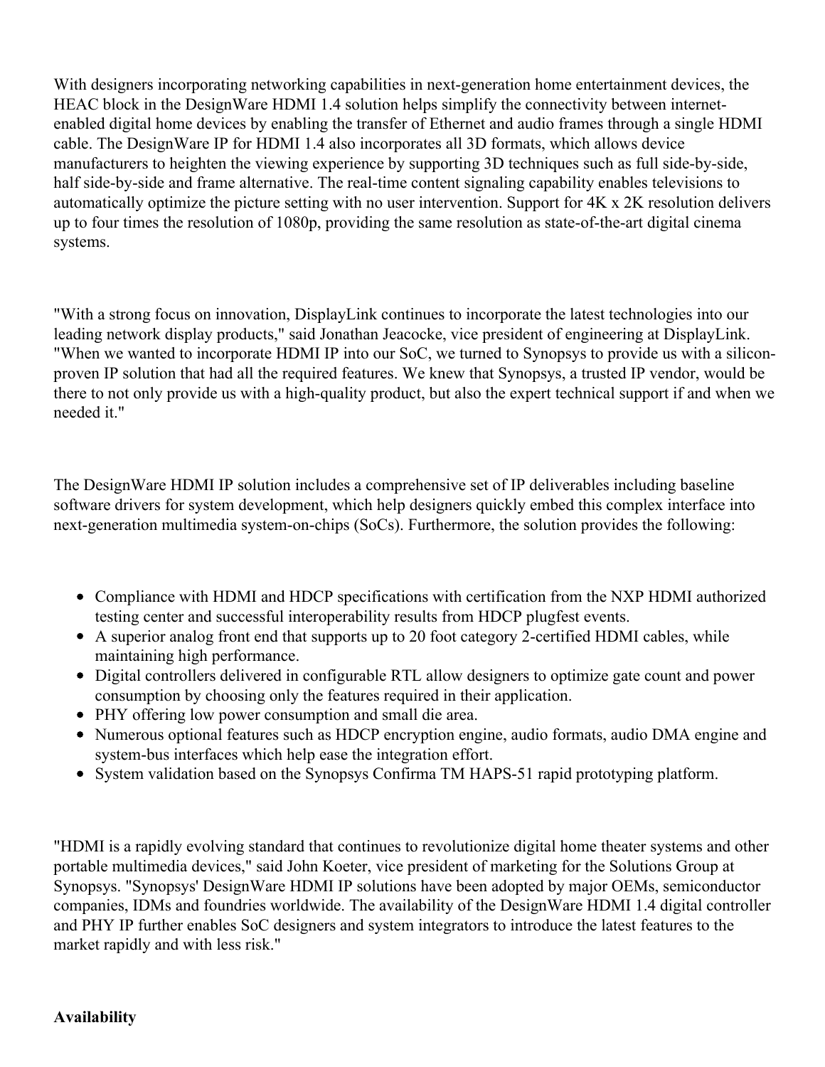With designers incorporating networking capabilities in next-generation home entertainment devices, the HEAC block in the DesignWare HDMI 1.4 solution helps simplify the connectivity between internet-enabled digital home devices by enabling the transfer of Ethernet and audio frames through a single HDMI cable. The DesignWare IP for HDMI 1.4 also incorporates all 3D formats, which allows device manufacturers to heighten the viewing experience by supporting 3D techniques such as full side-by-side, half side-by-side and frame alternative. The real-time content signaling capability enables televisions to automatically optimize the picture setting with no user intervention. Support for 4K x 2K resolution delivers up to four times the resolution of 1080p, providing the same resolution as state-of-the-art digital cinema systems.

"With a strong focus on innovation, DisplayLink continues to incorporate the latest technologies into our leading network display products," said Jonathan Jeacocke, vice president of engineering at DisplayLink. "When we wanted to incorporate HDMI IP into our SoC, we turned to Synopsys to provide us with a silicon-proven IP solution that had all the required features. We knew that Synopsys, a trusted IP vendor, would be there to not only provide us with a high-quality product, but also the expert technical support if and when we needed it."

The DesignWare HDMI IP solution includes a comprehensive set of IP deliverables including baseline software drivers for system development, which help designers quickly embed this complex interface into next-generation multimedia system-on-chips (SoCs). Furthermore, the solution provides the following:

- Compliance with HDMI and HDCP specifications with certification from the NXP HDMI authorized testing center and successful interoperability results from HDCP plugfest events.
- A superior analog front end that supports up to 20 foot category 2-certified HDMI cables, while maintaining high performance.
- Digital controllers delivered in configurable RTL allow designers to optimize gate count and power consumption by choosing only the features required in their application.
- PHY offering low power consumption and small die area.
- Numerous optional features such as HDCP encryption engine, audio formats, audio DMA engine and system-bus interfaces which help ease the integration effort.
- System validation based on the Synopsys Confirma TM HAPS-51 rapid prototyping platform.

"HDMI is a rapidly evolving standard that continues to revolutionize digital home theater systems and other portable multimedia devices," said John Koeter, vice president of marketing for the Solutions Group at Synopsys. "Synopsys' DesignWare HDMI IP solutions have been adopted by major OEMs, semiconductor companies, IDMs and foundries worldwide. The availability of the DesignWare HDMI 1.4 digital controller and PHY IP further enables SoC designers and system integrators to introduce the latest features to the market rapidly and with less risk."

**Availability**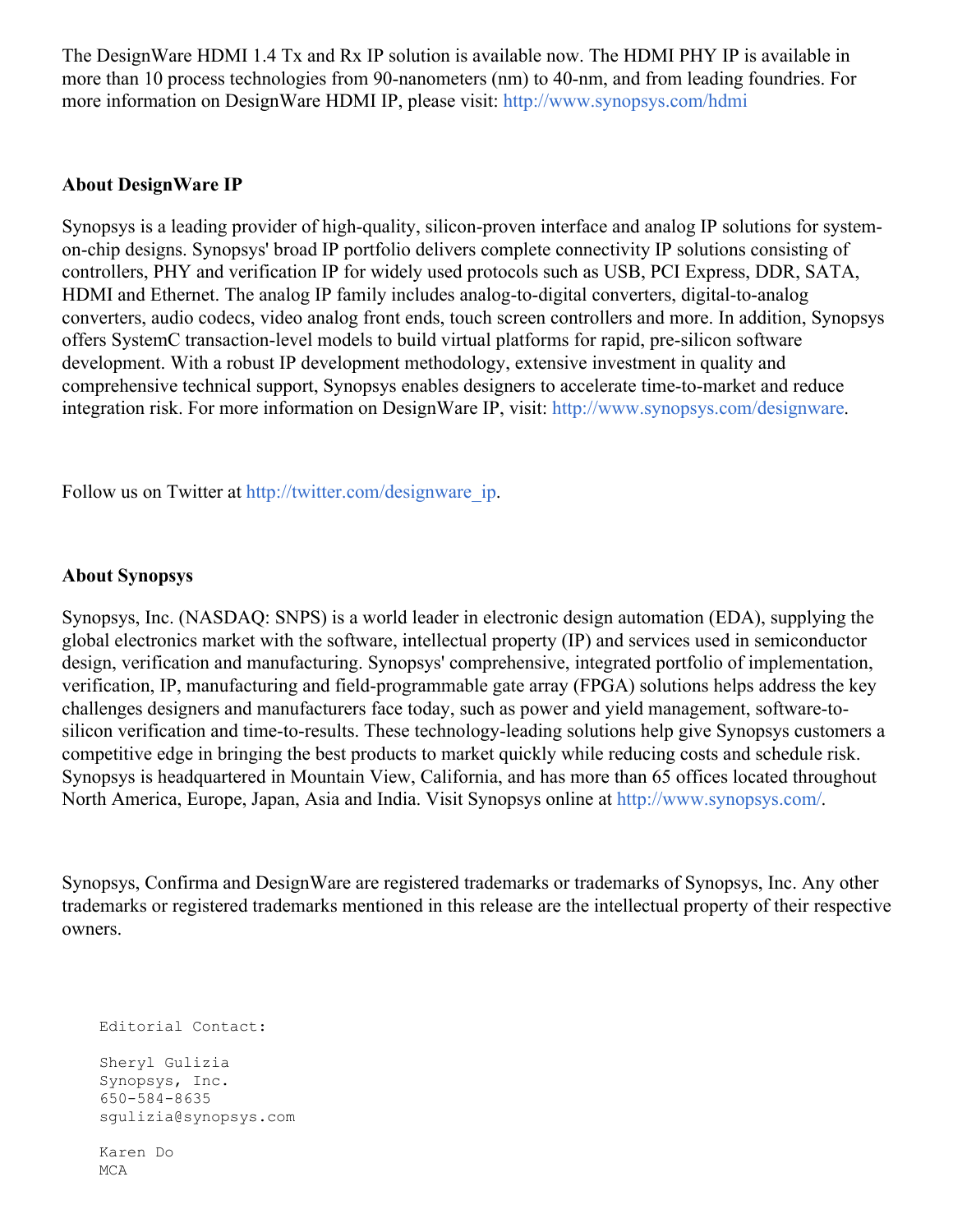The DesignWare HDMI 1.4 Tx and Rx IP solution is available now. The HDMI PHY IP is available in more than 10 process technologies from 90-nanometers (nm) to 40-nm, and from leading foundries. For more information on DesignWare HDMI IP, please visit: http://www.synopsys.com/hdmi

**About DesignWare IP**

Synopsys is a leading provider of high-quality, silicon-proven interface and analog IP solutions for system-on-chip designs. Synopsys' broad IP portfolio delivers complete connectivity IP solutions consisting of controllers, PHY and verification IP for widely used protocols such as USB, PCI Express, DDR, SATA, HDMI and Ethernet. The analog IP family includes analog-to-digital converters, digital-to-analog converters, audio codecs, video analog front ends, touch screen controllers and more. In addition, Synopsys offers SystemC transaction-level models to build virtual platforms for rapid, pre-silicon software development. With a robust IP development methodology, extensive investment in quality and comprehensive technical support, Synopsys enables designers to accelerate time-to-market and reduce integration risk. For more information on DesignWare IP, visit: http://www.synopsys.com/designware.

Follow us on Twitter at http://twitter.com/designware_ip.

**About Synopsys**

Synopsys, Inc. (NASDAQ: SNPS) is a world leader in electronic design automation (EDA), supplying the global electronics market with the software, intellectual property (IP) and services used in semiconductor design, verification and manufacturing. Synopsys' comprehensive, integrated portfolio of implementation, verification, IP, manufacturing and field-programmable gate array (FPGA) solutions helps address the key challenges designers and manufacturers face today, such as power and yield management, software-to-silicon verification and time-to-results. These technology-leading solutions help give Synopsys customers a competitive edge in bringing the best products to market quickly while reducing costs and schedule risk. Synopsys is headquartered in Mountain View, California, and has more than 65 offices located throughout North America, Europe, Japan, Asia and India. Visit Synopsys online at http://www.synopsys.com/.

Synopsys, Confirma and DesignWare are registered trademarks or trademarks of Synopsys, Inc. Any other trademarks or registered trademarks mentioned in this release are the intellectual property of their respective owners.

```
Editorial Contact:

Sheryl Gulizia
Synopsys, Inc.
650-584-8635
sgulizia@synopsys.com

Karen Do
MCA
```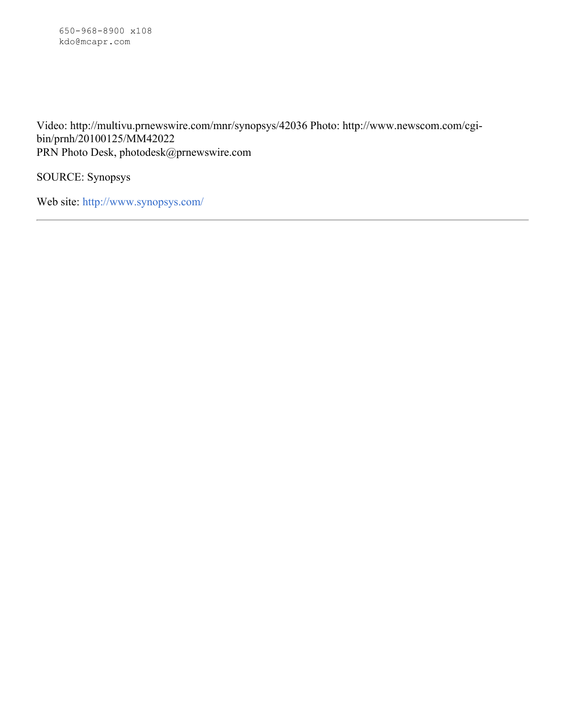```
650-968-8900 x108
kdo@mcapr.com
```

Video: http://multivu.prnewswire.com/mnr/synopsys/42036 Photo: http://www.newscom.com/cgi-bin/prnh/20100125/MM42022
PRN Photo Desk, photodesk@prnewswire.com

SOURCE: Synopsys

Web site: http://www.synopsys.com/

---